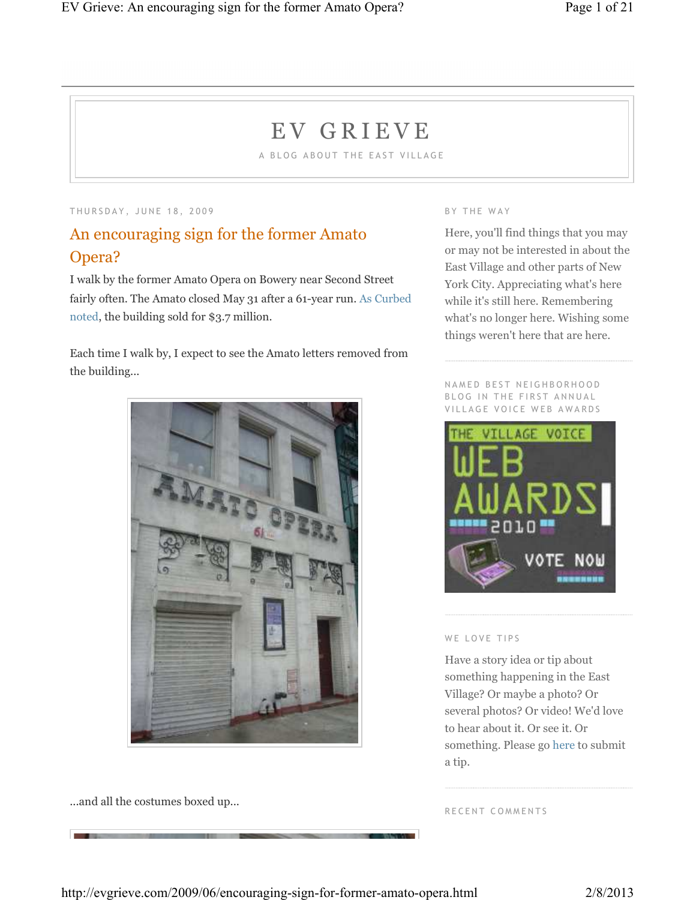# EV GRIEVE

A BLOG ABOUT THE EAST VILLAGE

THURSDAY, JUNE 18, 2009

## An encouraging sign for the former Amato Opera?

I walk by the former Amato Opera on Bowery near Second Street fairly often. The Amato closed May 31 after a 61-year run. As Curbed noted, the building sold for $3.7 million.

Each time I walk by, I expect to see the Amato letters removed from the building...

...and all the costumes boxed up...

### BY THE WAY

Here, you'll find things that you may or may not be interested in about the East Village and other parts of New York City. Appreciating what's here while it's still here. Remembering what's no longer here. Wishing some things weren't here that are here.

### NAMED BEST NEIGHBORHOOD BLOG IN THE FIRST ANNUAL VILLAGE VOICE WEB AWARDS

### WE LOVE TIPS

Have a story idea or tip about something happening in the East Village? Or maybe a photo? Or several photos? Or video! We'd love to hear about it. Or see it. Or something. Please go here to submit a tip.

### RECENT COMMENTS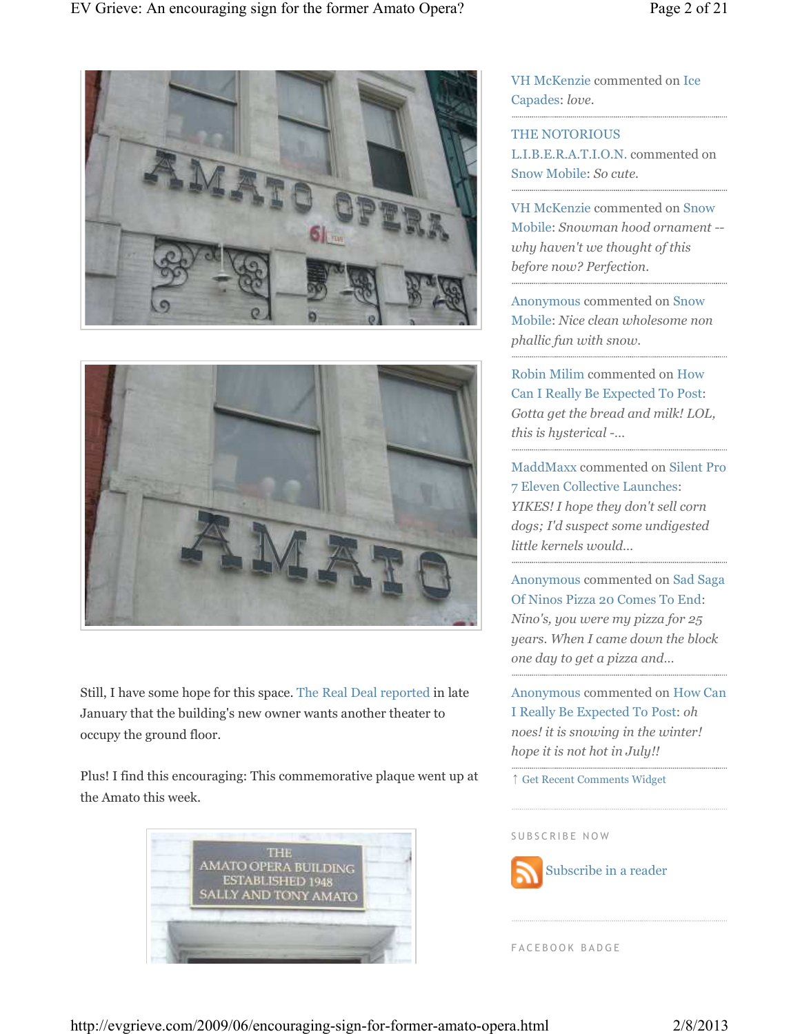Still, I have some hope for this space. The Real Deal reported in late January that the building's new owner wants another theater to occupy the ground floor.

Plus! I find this encouraging: This commemorative plaque went up at the Amato this week.

VH McKenzie commented on Ice Capades: *love.*

THE NOTORIOUS L.I.B.E.R.A.T.I.O.N. commented on Snow Mobile: *So cute.*

VH McKenzie commented on Snow Mobile: *Snowman hood ornament -- why haven't we thought of this before now? Perfection.*

Anonymous commented on Snow Mobile: *Nice clean wholesome non phallic fun with snow.*

Robin Milim commented on How Can I Really Be Expected To Post: *Gotta get the bread and milk! LOL, this is hysterical -...*

MaddMaxx commented on Silent Pro 7 Eleven Collective Launches: *YIKES! I hope they don't sell corn dogs; I'd suspect some undigested little kernels would...*

Anonymous commented on Sad Saga Of Ninos Pizza 20 Comes To End: *Nino's, you were my pizza for 25 years. When I came down the block one day to get a pizza and...*

Anonymous commented on How Can I Really Be Expected To Post: *oh noes! it is snowing in the winter! hope it is not hot in July!!*

↑ Get Recent Comments Widget

SUBSCRIBE NOW

Subscribe in a reader

FACEBOOK BADGE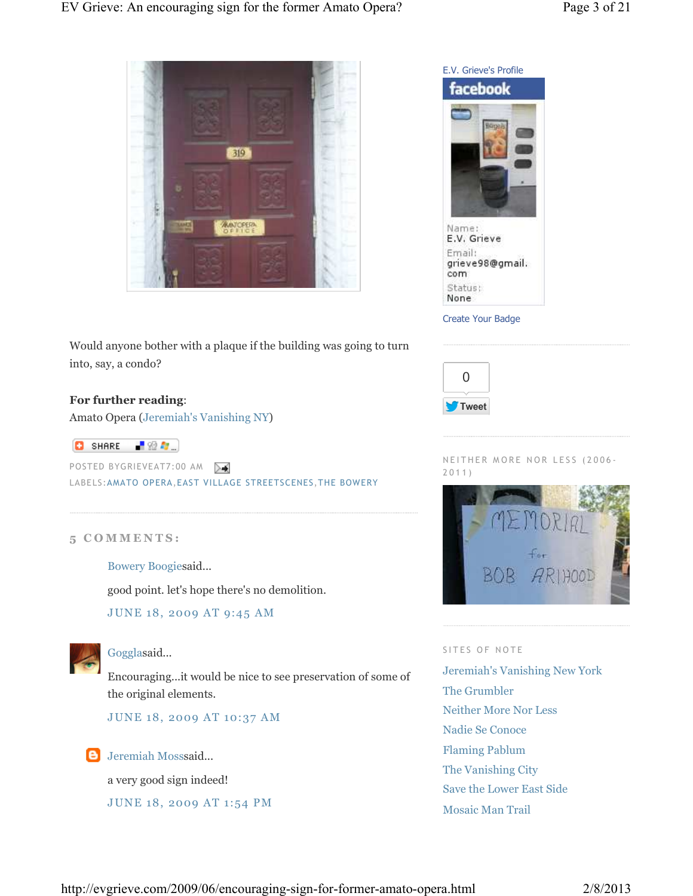Would anyone bother with a plaque if the building was going to turn into, say, a condo?

**For further reading**:
Amato Opera (Jeremiah's Vanishing NY)

SHARE

POSTED BYGRIEVEAT7:00 AM

LABELS:AMATO OPERA,EAST VILLAGE STREETSCENES,THE BOWERY

## 5 COMMENTS:

Bowery Boogiesaid...

good point. let's hope there's no demolition.

JUNE 18, 2009 AT 9:45 AM

Gogglasaid...

Encouraging...it would be nice to see preservation of some of the original elements.

JUNE 18, 2009 AT 10:37 AM

Jeremiah Mosssaid...

a very good sign indeed!

JUNE 18, 2009 AT 1:54 PM

E.V. Grieve's Profile

facebook

Name:
E.V. Grieve

Email:
grieve98@gmail.com

Status:
None

Create Your Badge

0

Tweet

NEITHER MORE NOR LESS (2006-2011)

SITES OF NOTE

- Jeremiah's Vanishing New York
- The Grumbler
- Neither More Nor Less
- Nadie Se Conoce
- Flaming Pablum
- The Vanishing City
- Save the Lower East Side
- Mosaic Man Trail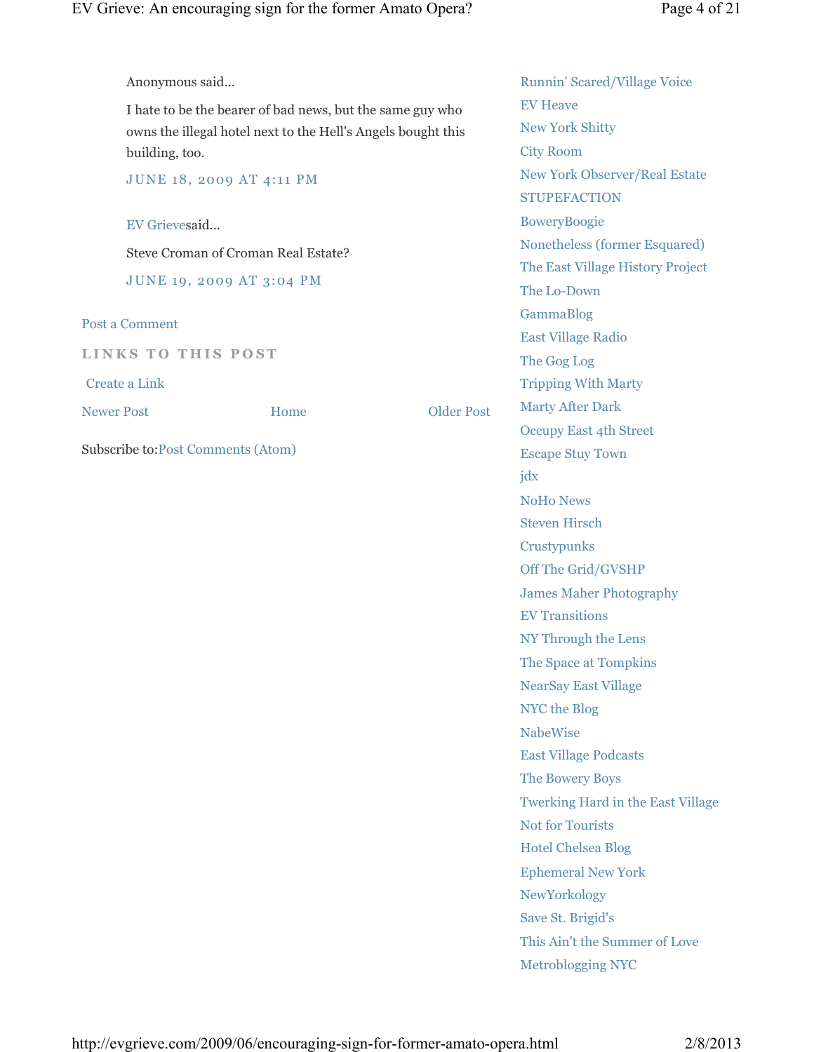Anonymous said...

I hate to be the bearer of bad news, but the same guy who owns the illegal hotel next to the Hell's Angels bought this building, too.

JUNE 18, 2009 AT 4:11 PM

EV Grievesaid...

Steve Croman of Croman Real Estate?

JUNE 19, 2009 AT 3:04 PM

Post a Comment

LINKS TO THIS POST

Create a Link

Newer Post Home Older Post

Subscribe to:Post Comments (Atom)

- Runnin' Scared/Village Voice
- EV Heave
- New York Shitty
- City Room
- New York Observer/Real Estate
- STUPEFACTION
- BoweryBoogie
- Nonetheless (former Esquared)
- The East Village History Project
- The Lo-Down
- GammaBlog
- East Village Radio
- The Gog Log
- Tripping With Marty
- Marty After Dark
- Occupy East 4th Street
- Escape Stuy Town
- jdx
- NoHo News
- Steven Hirsch
- Crustypunks
- Off The Grid/GVSHP
- James Maher Photography
- EV Transitions
- NY Through the Lens
- The Space at Tompkins
- NearSay East Village
- NYC the Blog
- NabeWise
- East Village Podcasts
- The Bowery Boys
- Twerking Hard in the East Village
- Not for Tourists
- Hotel Chelsea Blog
- Ephemeral New York
- NewYorkology
- Save St. Brigid's
- This Ain't the Summer of Love
- Metroblogging NYC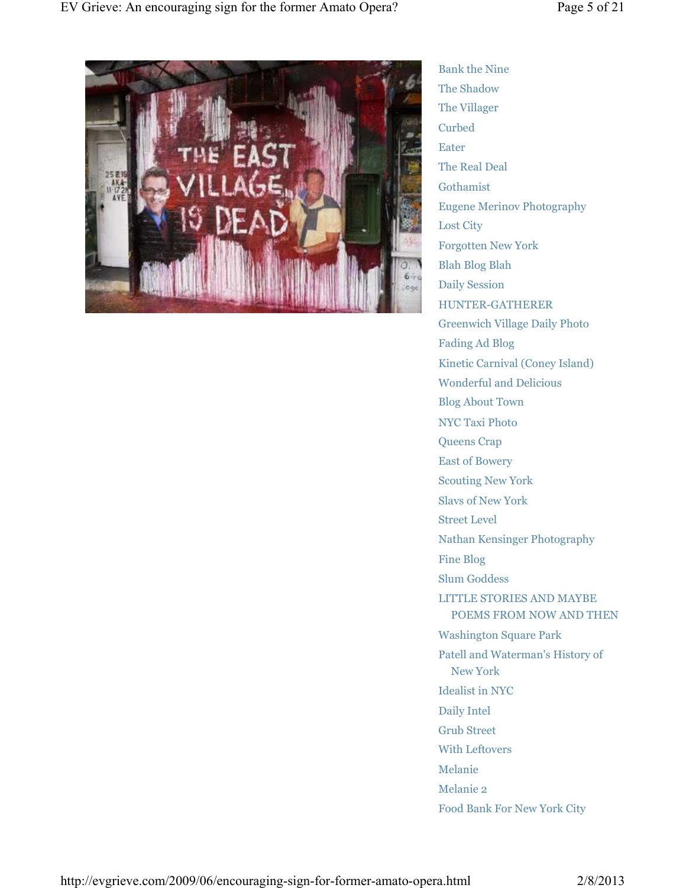- Bank the Nine
- The Shadow
- The Villager
- Curbed
- Eater
- The Real Deal
- Gothamist
- Eugene Merinov Photography
- Lost City
- Forgotten New York
- Blah Blog Blah
- Daily Session
- HUNTER-GATHERER
- Greenwich Village Daily Photo
- Fading Ad Blog
- Kinetic Carnival (Coney Island)
- Wonderful and Delicious
- Blog About Town
- NYC Taxi Photo
- Queens Crap
- East of Bowery
- Scouting New York
- Slavs of New York
- Street Level
- Nathan Kensinger Photography
- Fine Blog
- Slum Goddess
- LITTLE STORIES AND MAYBE POEMS FROM NOW AND THEN
- Washington Square Park
- Patell and Waterman's History of New York
- Idealist in NYC
- Daily Intel
- Grub Street
- With Leftovers
- Melanie
- Melanie 2
- Food Bank For New York City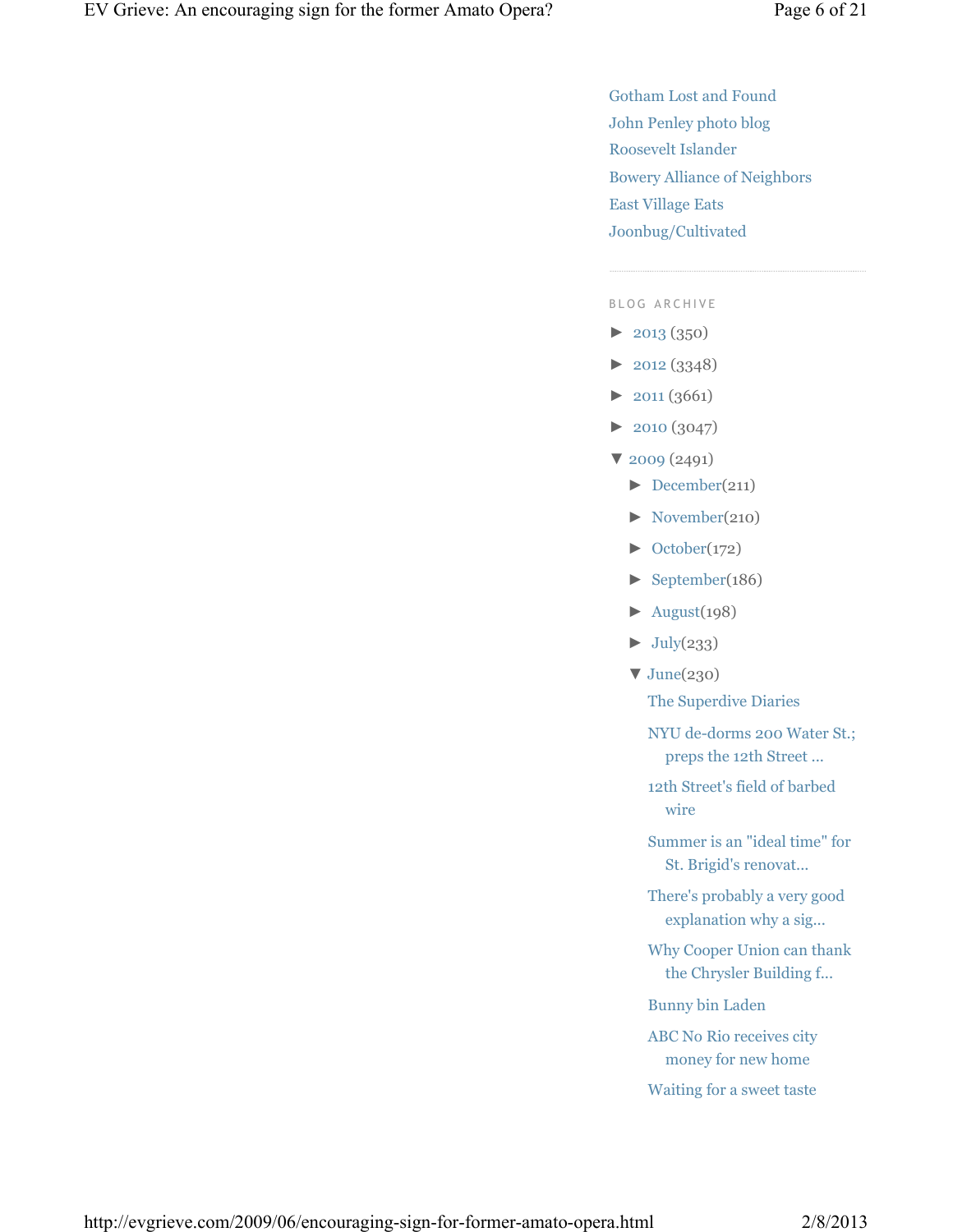- Gotham Lost and Found
- John Penley photo blog
- Roosevelt Islander
- Bowery Alliance of Neighbors
- East Village Eats
- Joonbug/Cultivated

---

BLOG ARCHIVE

- ► 2013 (350)
- ► 2012 (3348)
- ► 2011 (3661)
- ► 2010 (3047)
- ▼ 2009 (2491)
  - ► December(211)
  - ► November(210)
  - ► October(172)
  - ► September(186)
  - ► August(198)
  - ► July(233)
  - ▼ June(230)
    - The Superdive Diaries
    - NYU de-dorms 200 Water St.; preps the 12th Street ...
    - 12th Street's field of barbed wire
    - Summer is an "ideal time" for St. Brigid's renovat...
    - There's probably a very good explanation why a sig...
    - Why Cooper Union can thank the Chrysler Building f...
    - Bunny bin Laden
    - ABC No Rio receives city money for new home
    - Waiting for a sweet taste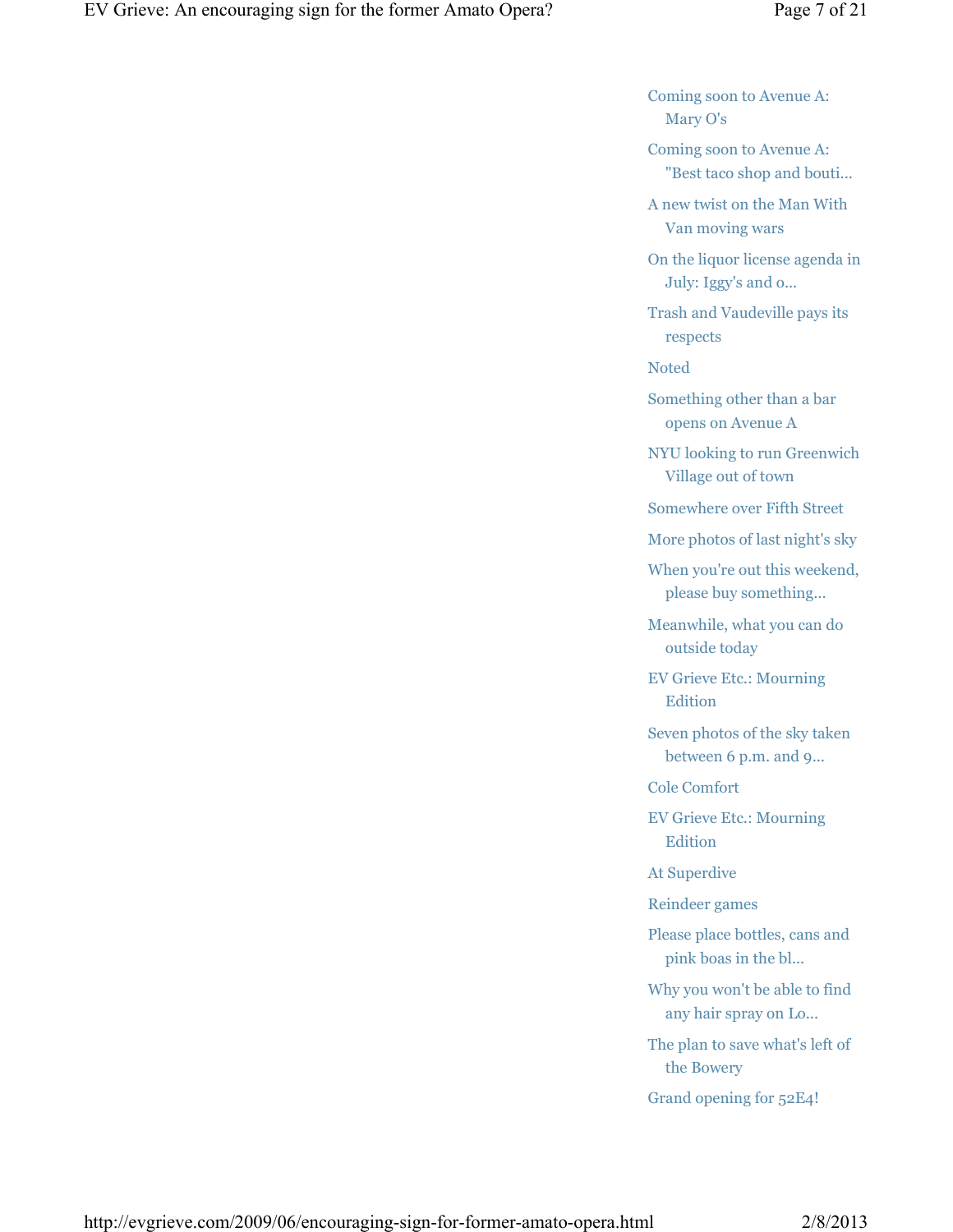- Coming soon to Avenue A: Mary O's
- Coming soon to Avenue A: "Best taco shop and bouti...
- A new twist on the Man With Van moving wars
- On the liquor license agenda in July: Iggy's and o...
- Trash and Vaudeville pays its respects
- Noted
- Something other than a bar opens on Avenue A
- NYU looking to run Greenwich Village out of town
- Somewhere over Fifth Street
- More photos of last night's sky
- When you're out this weekend, please buy something...
- Meanwhile, what you can do outside today
- EV Grieve Etc.: Mourning Edition
- Seven photos of the sky taken between 6 p.m. and 9...
- Cole Comfort
- EV Grieve Etc.: Mourning Edition
- At Superdive
- Reindeer games
- Please place bottles, cans and pink boas in the bl...
- Why you won't be able to find any hair spray on Lo...
- The plan to save what's left of the Bowery
- Grand opening for 52E4!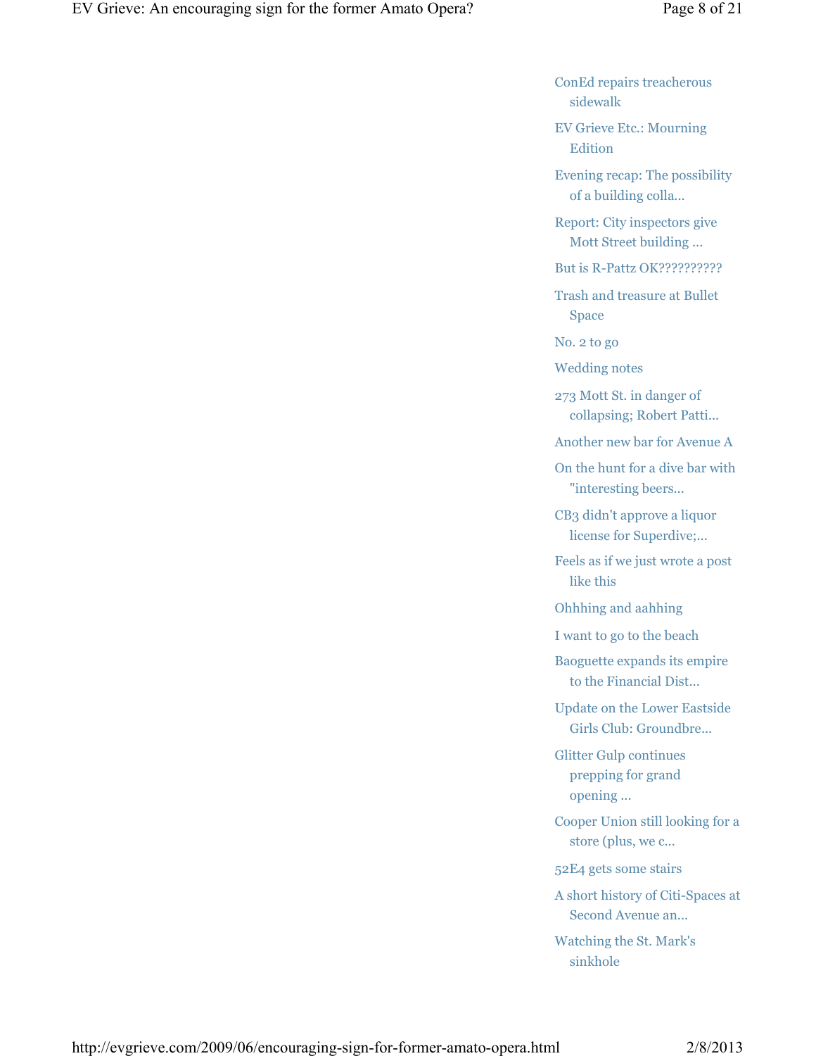- ConEd repairs treacherous sidewalk
- EV Grieve Etc.: Mourning Edition
- Evening recap: The possibility of a building colla...
- Report: City inspectors give Mott Street building ...
- But is R-Pattz OK??????????
- Trash and treasure at Bullet Space
- No. 2 to go
- Wedding notes
- 273 Mott St. in danger of collapsing; Robert Patti...
- Another new bar for Avenue A
- On the hunt for a dive bar with "interesting beers...
- CB3 didn't approve a liquor license for Superdive;...
- Feels as if we just wrote a post like this
- Ohhhing and aahhing
- I want to go to the beach
- Baoguette expands its empire to the Financial Dist...
- Update on the Lower Eastside Girls Club: Groundbre...
- Glitter Gulp continues prepping for grand opening ...
- Cooper Union still looking for a store (plus, we c...
- 52E4 gets some stairs
- A short history of Citi-Spaces at Second Avenue an...
- Watching the St. Mark's sinkhole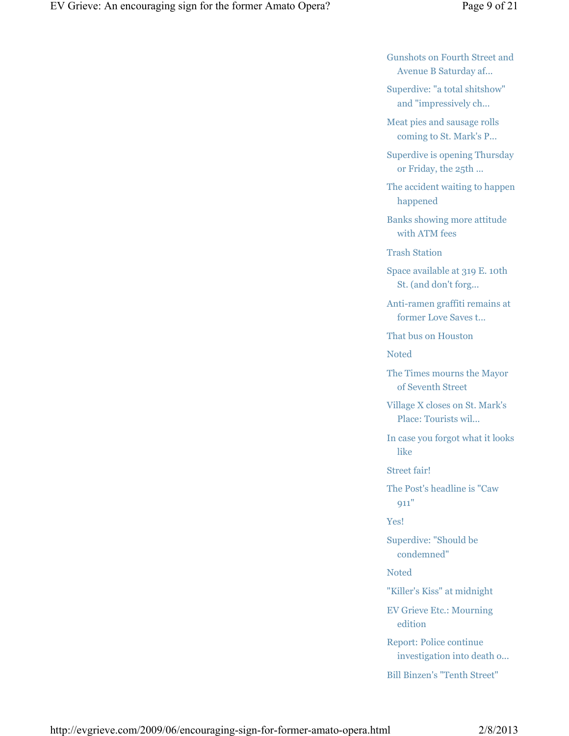- Gunshots on Fourth Street and Avenue B Saturday af...
- Superdive: "a total shitshow" and "impressively ch...
- Meat pies and sausage rolls coming to St. Mark's P...
- Superdive is opening Thursday or Friday, the 25th ...
- The accident waiting to happen happened
- Banks showing more attitude with ATM fees
- Trash Station
- Space available at 319 E. 10th St. (and don't forg...
- Anti-ramen graffiti remains at former Love Saves t...
- That bus on Houston
- Noted
- The Times mourns the Mayor of Seventh Street
- Village X closes on St. Mark's Place: Tourists wil...
- In case you forgot what it looks like
- Street fair!
- The Post's headline is "Caw 911"
- Yes!
- Superdive: "Should be condemned"
- Noted
- "Killer's Kiss" at midnight
- EV Grieve Etc.: Mourning edition
- Report: Police continue investigation into death o...
- Bill Binzen's "Tenth Street"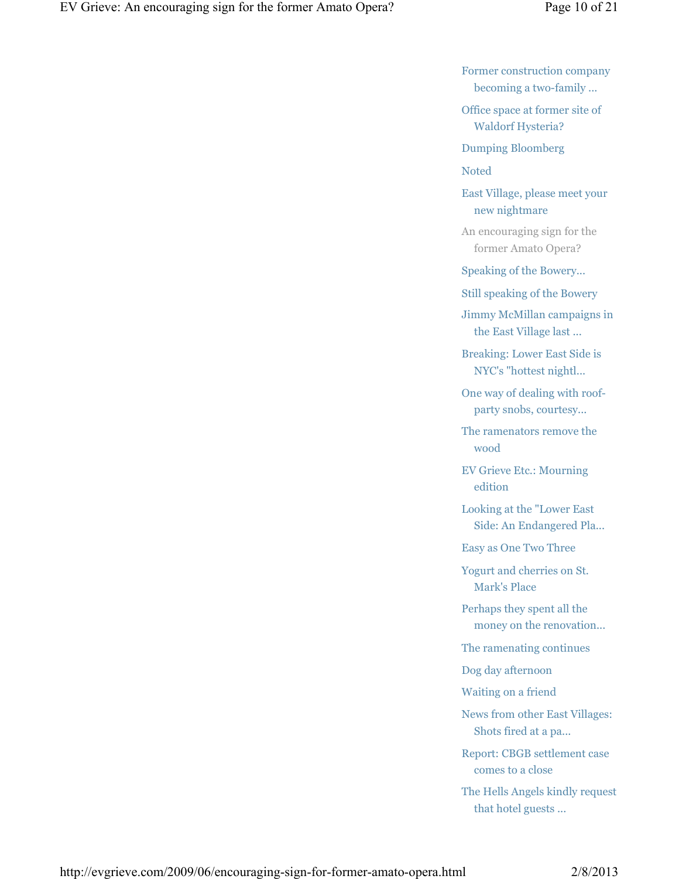- Former construction company becoming a two-family ...
- Office space at former site of Waldorf Hysteria?
- Dumping Bloomberg
- Noted
- East Village, please meet your new nightmare
- An encouraging sign for the former Amato Opera?
- Speaking of the Bowery...
- Still speaking of the Bowery
- Jimmy McMillan campaigns in the East Village last ...
- Breaking: Lower East Side is NYC's "hottest nightl...
- One way of dealing with roof-party snobs, courtesy...
- The ramenators remove the wood
- EV Grieve Etc.: Mourning edition
- Looking at the "Lower East Side: An Endangered Pla...
- Easy as One Two Three
- Yogurt and cherries on St. Mark's Place
- Perhaps they spent all the money on the renovation...
- The ramenating continues
- Dog day afternoon
- Waiting on a friend
- News from other East Villages: Shots fired at a pa...
- Report: CBGB settlement case comes to a close
- The Hells Angels kindly request that hotel guests ...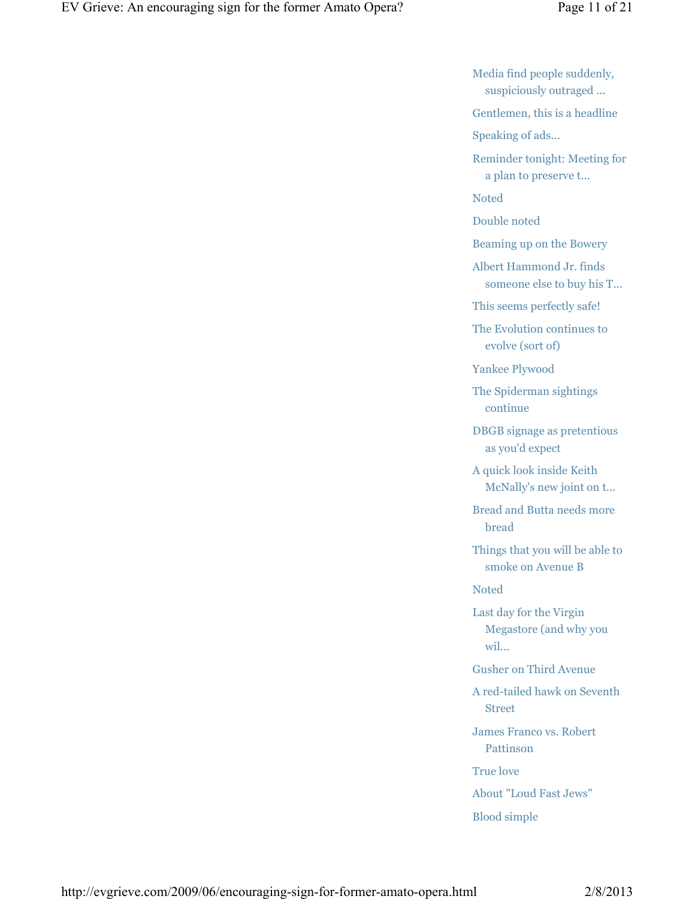- Media find people suddenly, suspiciously outraged ...
- Gentlemen, this is a headline
- Speaking of ads...
- Reminder tonight: Meeting for a plan to preserve t...
- Noted
- Double noted
- Beaming up on the Bowery
- Albert Hammond Jr. finds someone else to buy his T...
- This seems perfectly safe!
- The Evolution continues to evolve (sort of)
- Yankee Plywood
- The Spiderman sightings continue
- DBGB signage as pretentious as you'd expect
- A quick look inside Keith McNally's new joint on t...
- Bread and Butta needs more bread
- Things that you will be able to smoke on Avenue B
- Noted
- Last day for the Virgin Megastore (and why you wil...
- Gusher on Third Avenue
- A red-tailed hawk on Seventh Street
- James Franco vs. Robert Pattinson
- True love
- About "Loud Fast Jews"
- Blood simple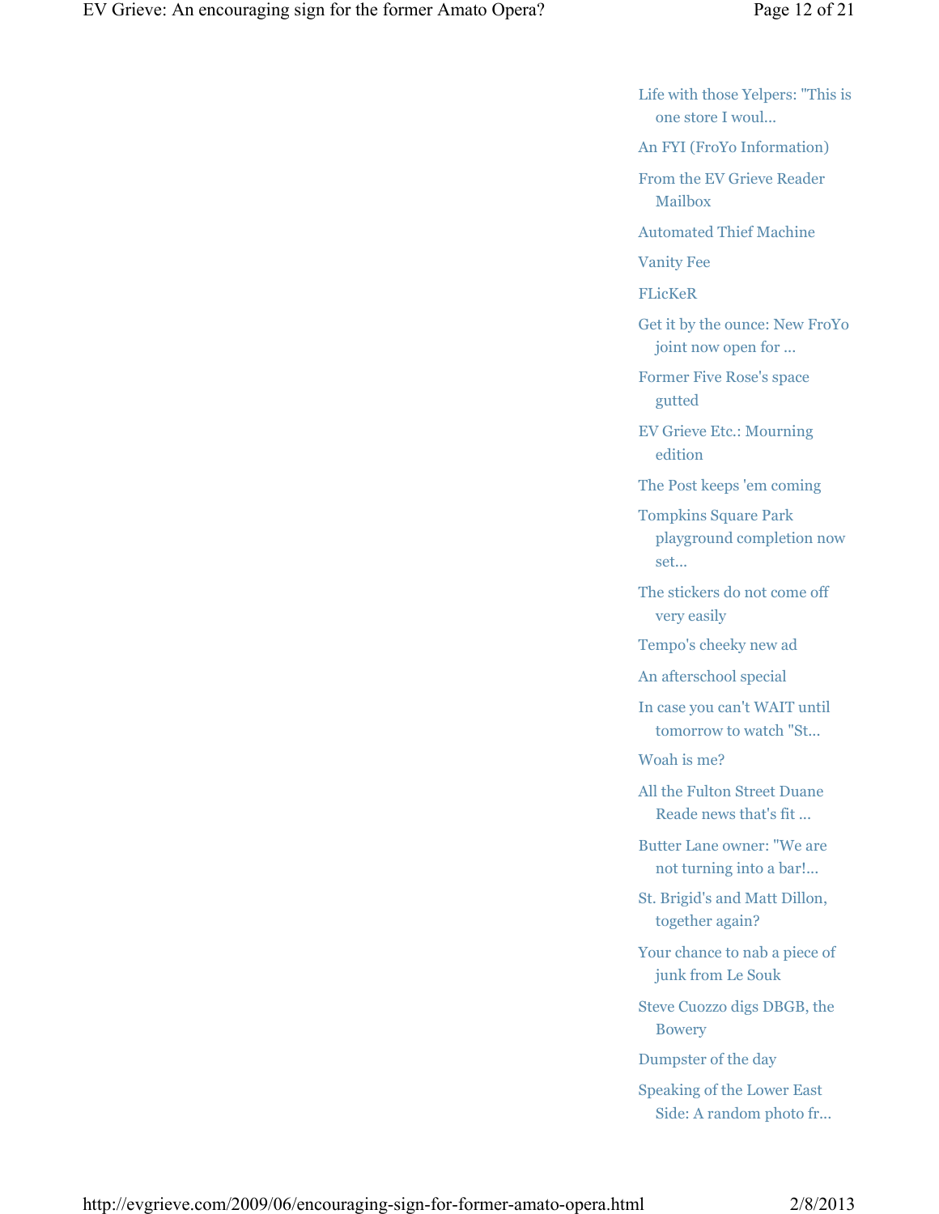- Life with those Yelpers: "This is one store I woul...
- An FYI (FroYo Information)
- From the EV Grieve Reader Mailbox
- Automated Thief Machine
- Vanity Fee
- FLicKeR
- Get it by the ounce: New FroYo joint now open for ...
- Former Five Rose's space gutted
- EV Grieve Etc.: Mourning edition
- The Post keeps 'em coming
- Tompkins Square Park playground completion now set...
- The stickers do not come off very easily
- Tempo's cheeky new ad
- An afterschool special
- In case you can't WAIT until tomorrow to watch "St...
- Woah is me?
- All the Fulton Street Duane Reade news that's fit ...
- Butter Lane owner: "We are not turning into a bar!...
- St. Brigid's and Matt Dillon, together again?
- Your chance to nab a piece of junk from Le Souk
- Steve Cuozzo digs DBGB, the Bowery
- Dumpster of the day
- Speaking of the Lower East Side: A random photo fr...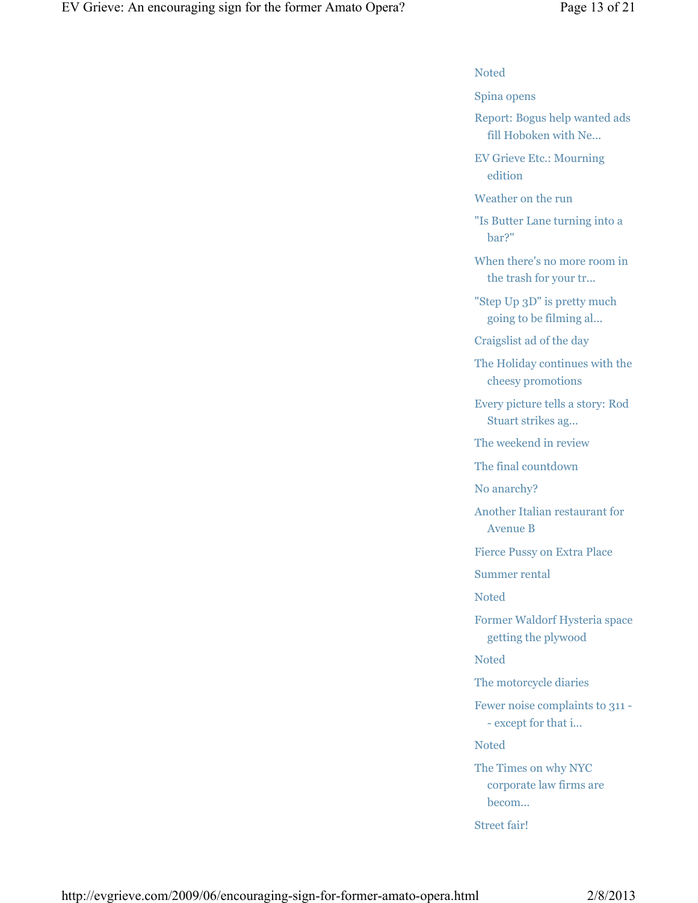- Noted
- Spina opens
- Report: Bogus help wanted ads fill Hoboken with Ne...
- EV Grieve Etc.: Mourning edition
- Weather on the run
- "Is Butter Lane turning into a bar?"
- When there's no more room in the trash for your tr...
- "Step Up 3D" is pretty much going to be filming al...
- Craigslist ad of the day
- The Holiday continues with the cheesy promotions
- Every picture tells a story: Rod Stuart strikes ag...
- The weekend in review
- The final countdown
- No anarchy?
- Another Italian restaurant for Avenue B
- Fierce Pussy on Extra Place
- Summer rental
- Noted
- Former Waldorf Hysteria space getting the plywood
- Noted
- The motorcycle diaries
- Fewer noise complaints to 311 -- except for that i...
- Noted
- The Times on why NYC corporate law firms are becom...
- Street fair!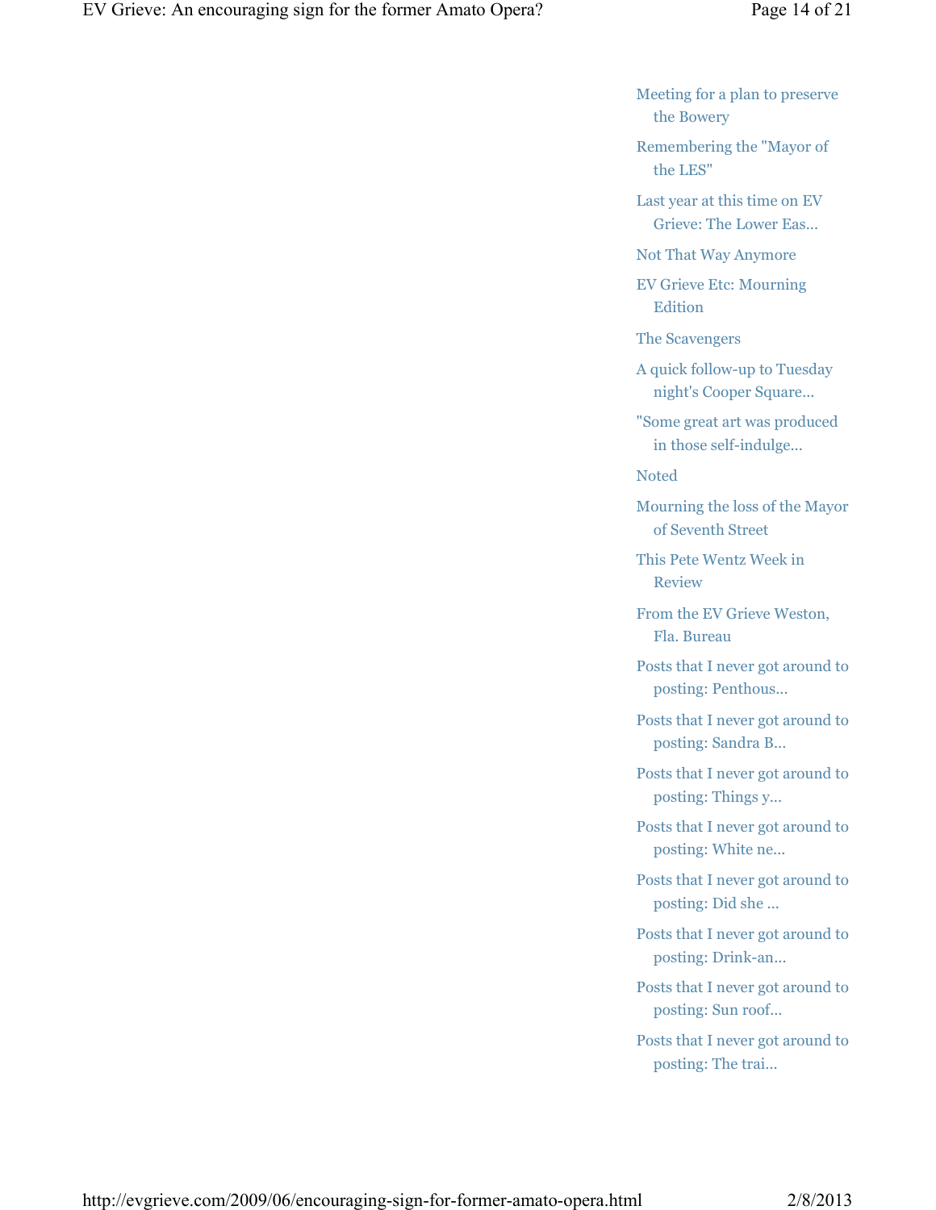- Meeting for a plan to preserve the Bowery
- Remembering the "Mayor of the LES"
- Last year at this time on EV Grieve: The Lower Eas...
- Not That Way Anymore
- EV Grieve Etc: Mourning Edition
- The Scavengers
- A quick follow-up to Tuesday night's Cooper Square...
- "Some great art was produced in those self-indulge...
- Noted
- Mourning the loss of the Mayor of Seventh Street
- This Pete Wentz Week in Review
- From the EV Grieve Weston, Fla. Bureau
- Posts that I never got around to posting: Penthous...
- Posts that I never got around to posting: Sandra B...
- Posts that I never got around to posting: Things y...
- Posts that I never got around to posting: White ne...
- Posts that I never got around to posting: Did she ...
- Posts that I never got around to posting: Drink-an...
- Posts that I never got around to posting: Sun roof...
- Posts that I never got around to posting: The trai...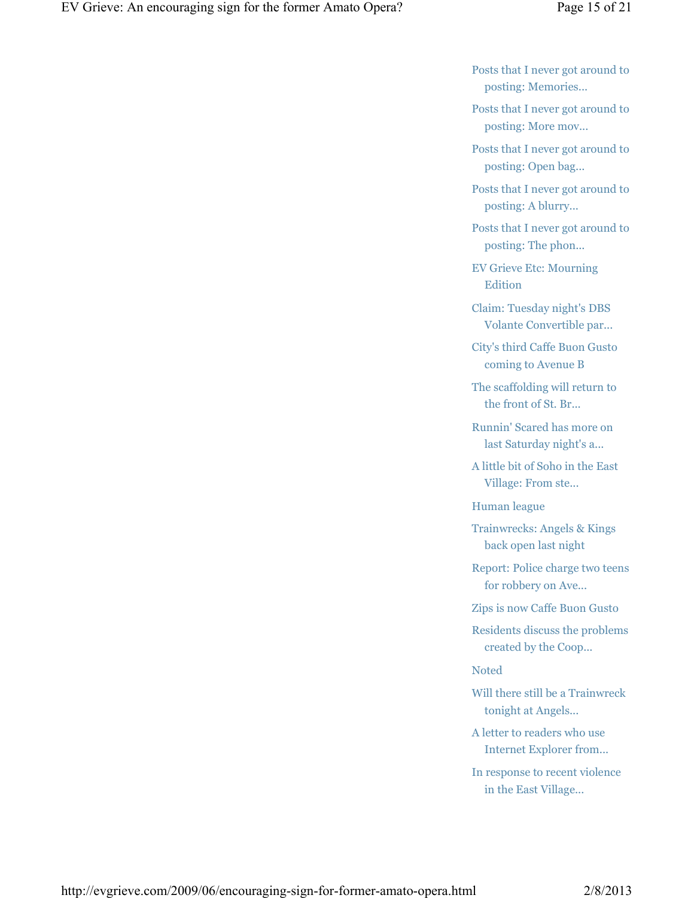- Posts that I never got around to posting: Memories...
- Posts that I never got around to posting: More mov...
- Posts that I never got around to posting: Open bag...
- Posts that I never got around to posting: A blurry...
- Posts that I never got around to posting: The phon...
- EV Grieve Etc: Mourning Edition
- Claim: Tuesday night's DBS Volante Convertible par...
- City's third Caffe Buon Gusto coming to Avenue B
- The scaffolding will return to the front of St. Br...
- Runnin' Scared has more on last Saturday night's a...
- A little bit of Soho in the East Village: From ste...
- Human league
- Trainwrecks: Angels & Kings back open last night
- Report: Police charge two teens for robbery on Ave...
- Zips is now Caffe Buon Gusto
- Residents discuss the problems created by the Coop...
- Noted
- Will there still be a Trainwreck tonight at Angels...
- A letter to readers who use Internet Explorer from...
- In response to recent violence in the East Village...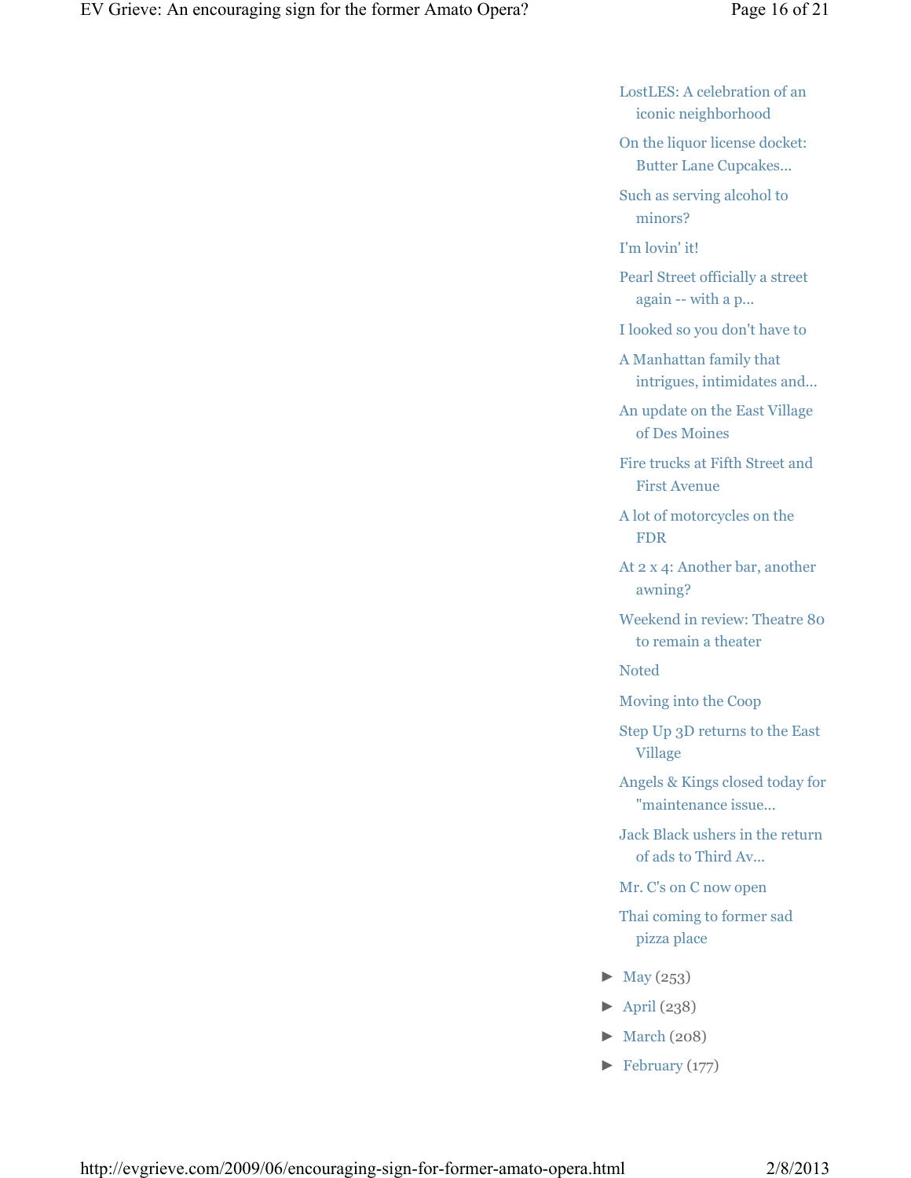- LostLES: A celebration of an iconic neighborhood
- On the liquor license docket: Butter Lane Cupcakes...
- Such as serving alcohol to minors?
- I'm lovin' it!
- Pearl Street officially a street again -- with a p...
- I looked so you don't have to
- A Manhattan family that intrigues, intimidates and...
- An update on the East Village of Des Moines
- Fire trucks at Fifth Street and First Avenue
- A lot of motorcycles on the FDR
- At 2 x 4: Another bar, another awning?
- Weekend in review: Theatre 80 to remain a theater
- Noted
- Moving into the Coop
- Step Up 3D returns to the East Village
- Angels & Kings closed today for "maintenance issue...
- Jack Black ushers in the return of ads to Third Av...
- Mr. C's on C now open
- Thai coming to former sad pizza place

- ► May (253)
- ► April (238)
- ► March (208)
- ► February (177)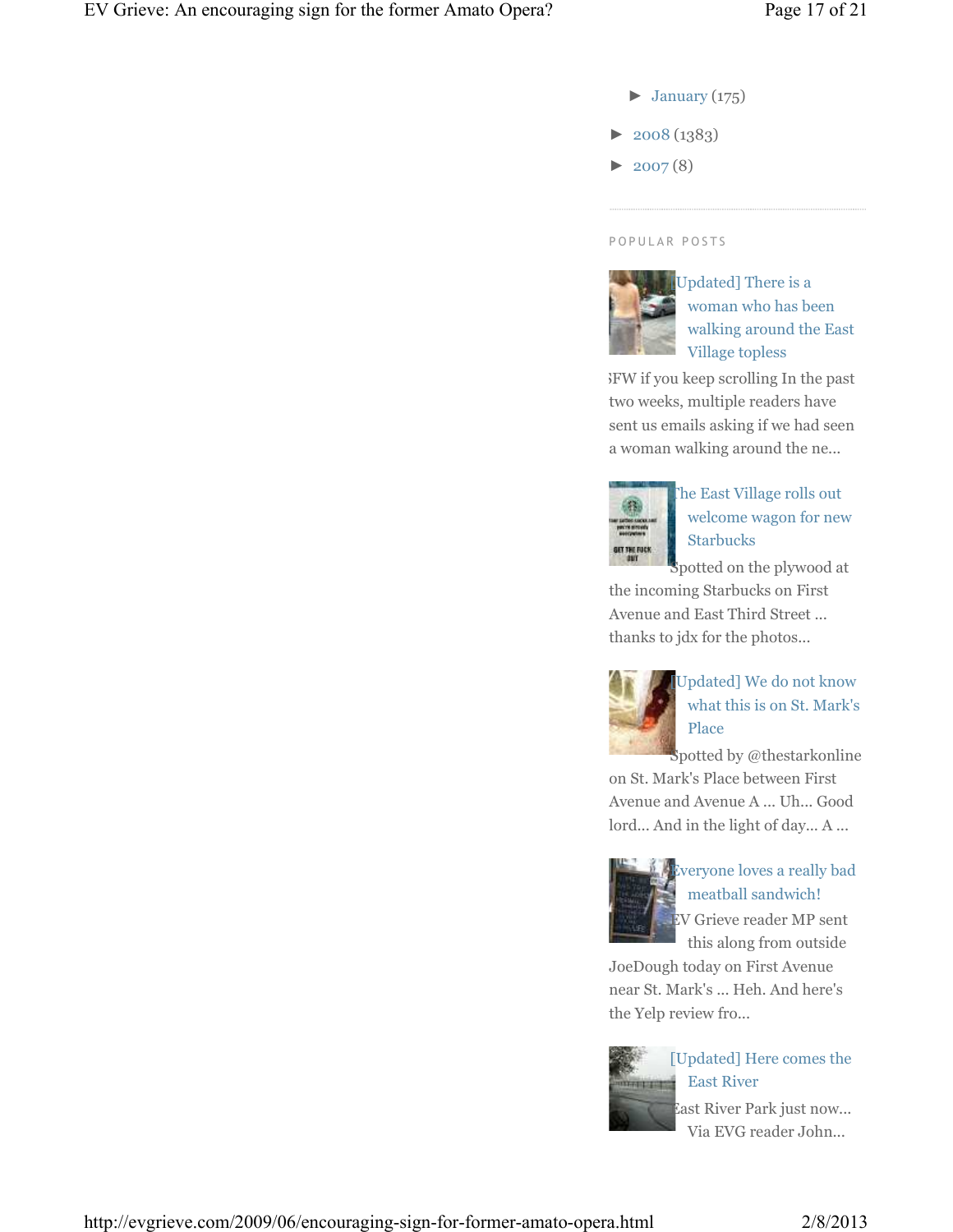► January (175)

► 2008 (1383)

► 2007 (8)

---

POPULAR POSTS

[Updated] There is a woman who has been walking around the East Village topless

NSFW if you keep scrolling In the past two weeks, multiple readers have sent us emails asking if we had seen a woman walking around the ne...

The East Village rolls out welcome wagon for new Starbucks

Spotted on the plywood at the incoming Starbucks on First Avenue and East Third Street ... thanks to jdx for the photos...

[Updated] We do not know what this is on St. Mark's Place

Spotted by @thestarkonline on St. Mark's Place between First Avenue and Avenue A ... Uh... Good lord... And in the light of day... A ...

Everyone loves a really bad meatball sandwich!

EV Grieve reader MP sent this along from outside JoeDough today on First Avenue near St. Mark's ... Heh. And here's the Yelp review fro...

[Updated] Here comes the East River

East River Park just now... Via EVG reader John...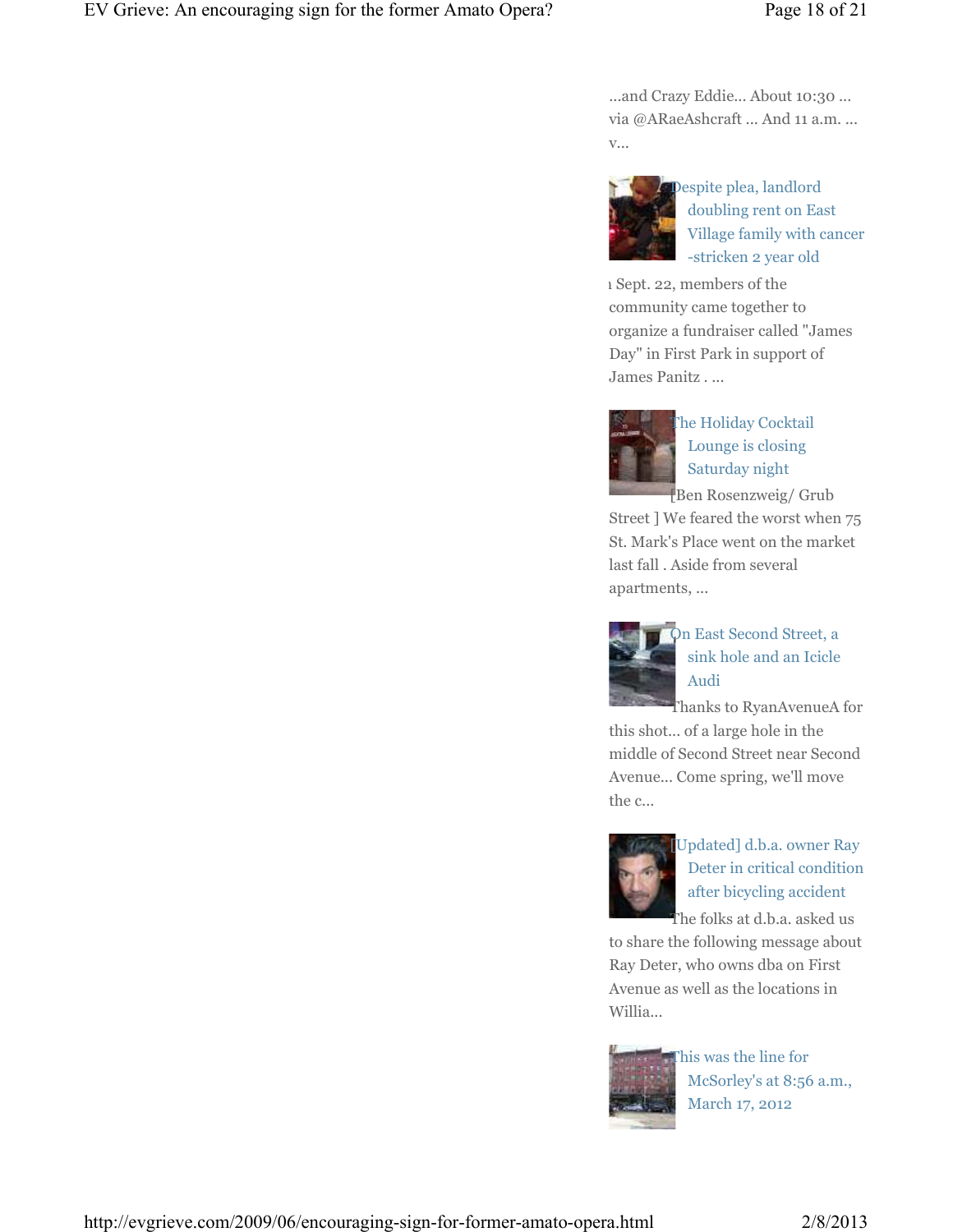...and Crazy Eddie... About 10:30 ... via @ARaeAshcraft ... And 11 a.m. ... v...

Despite plea, landlord doubling rent on East Village family with cancer-stricken 2 year old

ı Sept. 22, members of the community came together to organize a fundraiser called "James Day" in First Park in support of James Panitz . ...

The Holiday Cocktail Lounge is closing Saturday night

[Ben Rosenzweig/ Grub Street ] We feared the worst when 75 St. Mark's Place went on the market last fall . Aside from several apartments, ...

On East Second Street, a sink hole and an Icicle Audi

Thanks to RyanAvenueA for this shot... of a large hole in the middle of Second Street near Second Avenue... Come spring, we'll move the c...

[Updated] d.b.a. owner Ray Deter in critical condition after bicycling accident

The folks at d.b.a. asked us to share the following message about Ray Deter, who owns dba on First Avenue as well as the locations in Willia...

This was the line for McSorley's at 8:56 a.m., March 17, 2012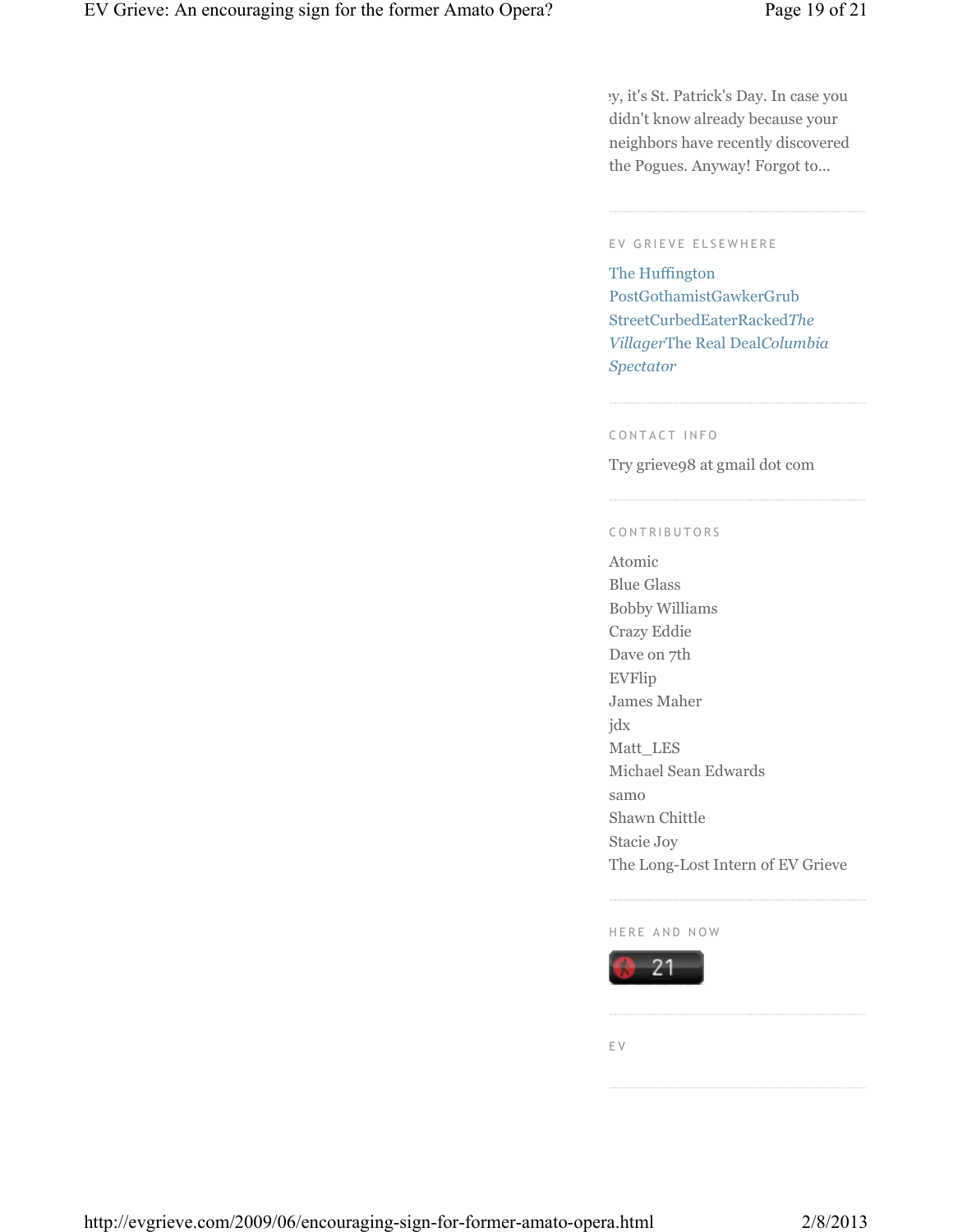ey, it's St. Patrick's Day. In case you didn't know already because your neighbors have recently discovered the Pogues. Anyway! Forgot to...

## EV GRIEVE ELSEWHERE

The Huffington PostGothamistGawkerGrub StreetCurbedEaterRacked*The Villager*The Real Deal*Columbia Spectator*

## CONTACT INFO

Try grieve98 at gmail dot com

## CONTRIBUTORS

Atomic
Blue Glass
Bobby Williams
Crazy Eddie
Dave on 7th
EVFlip
James Maher
jdx
Matt_LES
Michael Sean Edwards
samo
Shawn Chittle
Stacie Joy
The Long-Lost Intern of EV Grieve

## HERE AND NOW

21

## EV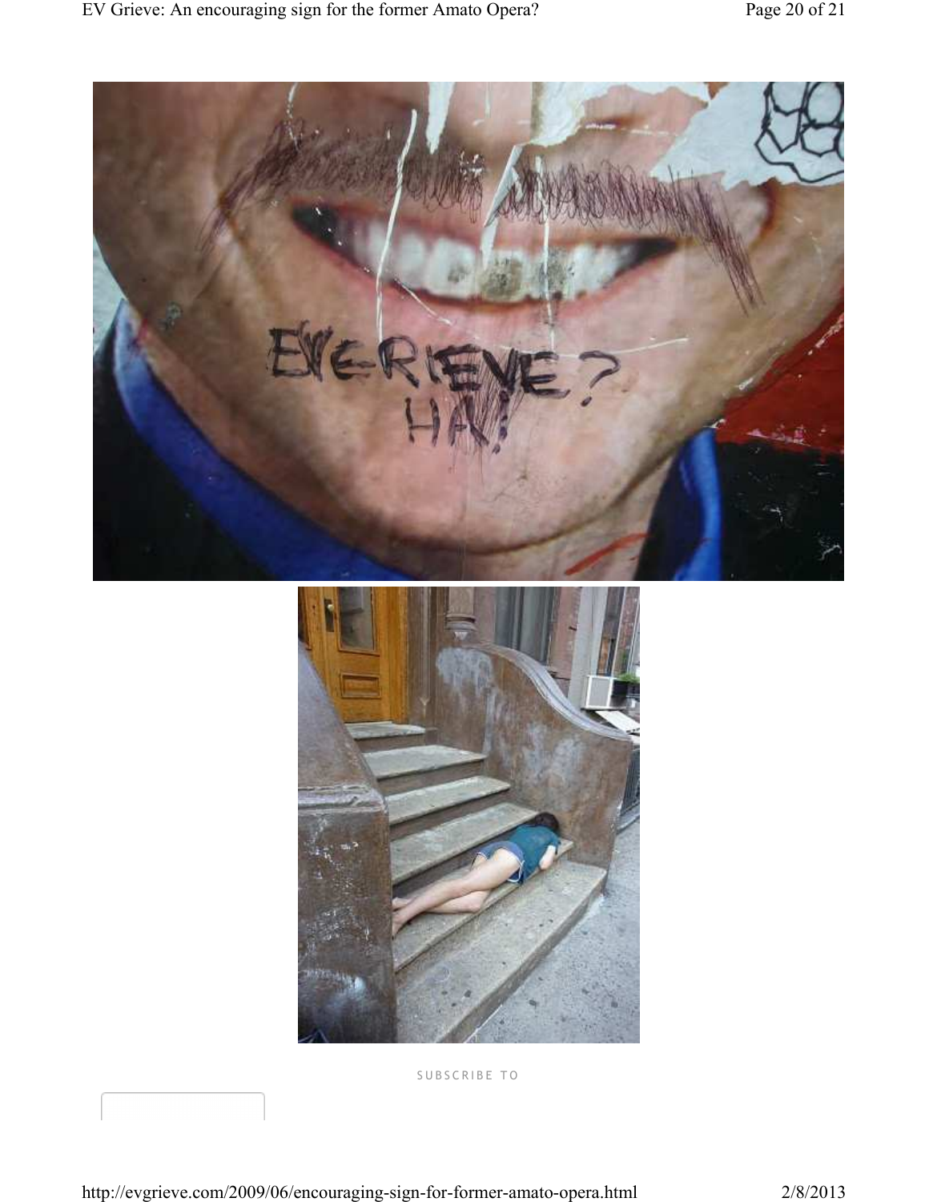SUBSCRIBE TO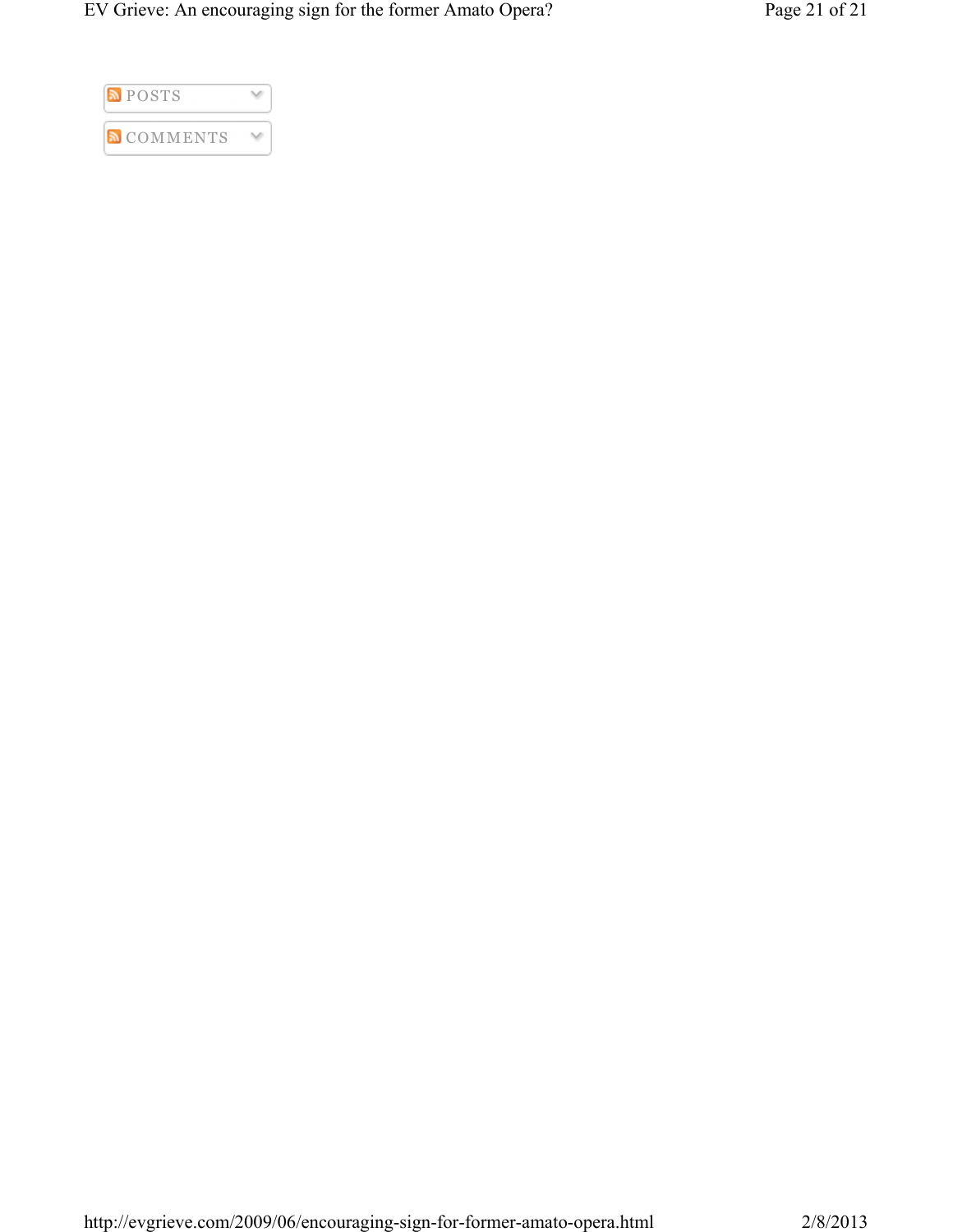POSTS

COMMENTS